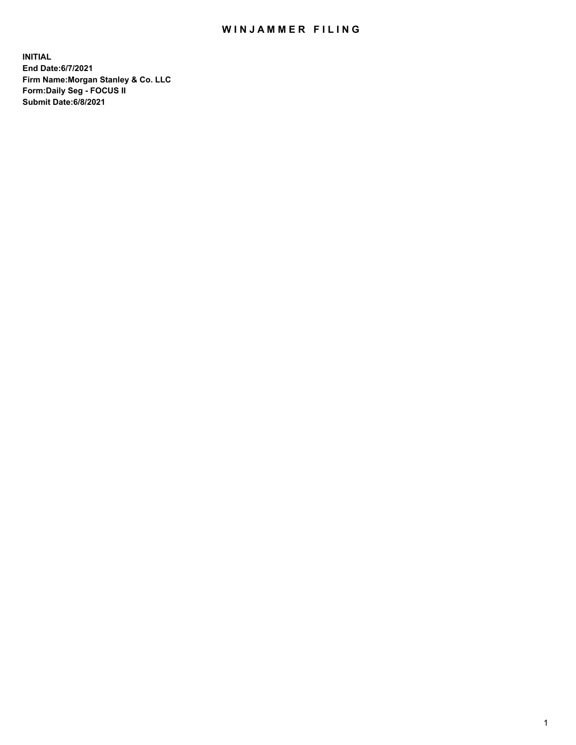# WINJAMMER FILING

**INITIAL**
**End Date:6/7/2021**
**Firm Name:Morgan Stanley & Co. LLC**
**Form:Daily Seg - FOCUS II**
**Submit Date:6/8/2021**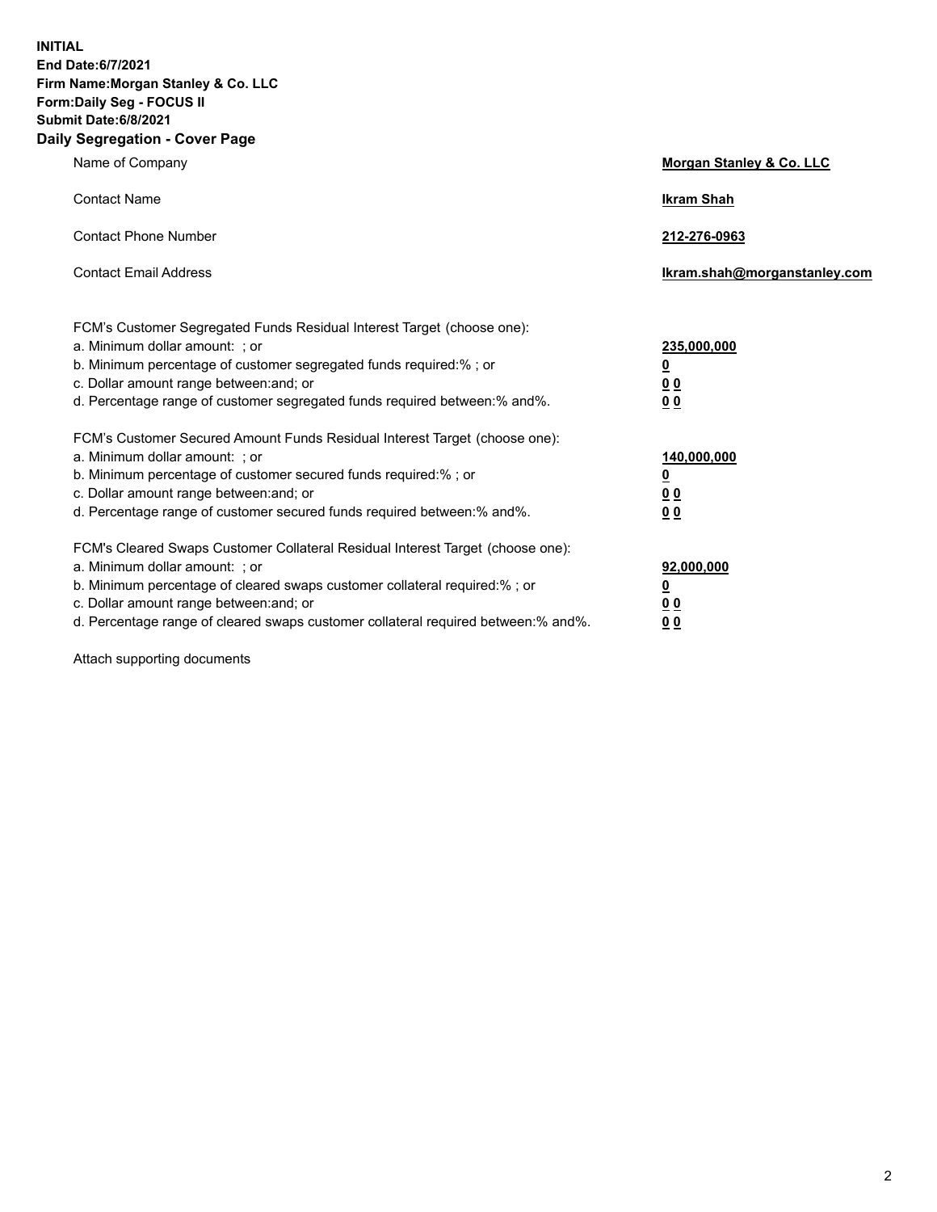**INITIAL**
**End Date:6/7/2021**
**Firm Name:Morgan Stanley & Co. LLC**
**Form:Daily Seg - FOCUS II**
**Submit Date:6/8/2021**

## Daily Segregation - Cover Page

| | |
|---|---|
| Name of Company | **Morgan Stanley & Co. LLC** |
| Contact Name | **Ikram Shah** |
| Contact Phone Number | **212-276-0963** |
| Contact Email Address | **Ikram.shah@morganstanley.com** |

| | |
|---|---|
| FCM's Customer Segregated Funds Residual Interest Target (choose one): | |
| a. Minimum dollar amount: ; or | **235,000,000** |
| b. Minimum percentage of customer segregated funds required:% ; or | **0** |
| c. Dollar amount range between:and; or | **0 0** |
| d. Percentage range of customer segregated funds required between:% and%. | **0 0** |
| FCM's Customer Secured Amount Funds Residual Interest Target (choose one): | |
| a. Minimum dollar amount: ; or | **140,000,000** |
| b. Minimum percentage of customer secured funds required:% ; or | **0** |
| c. Dollar amount range between:and; or | **0 0** |
| d. Percentage range of customer secured funds required between:% and%. | **0 0** |
| FCM's Cleared Swaps Customer Collateral Residual Interest Target (choose one): | |
| a. Minimum dollar amount: ; or | **92,000,000** |
| b. Minimum percentage of cleared swaps customer collateral required:% ; or | **0** |
| c. Dollar amount range between:and; or | **0 0** |
| d. Percentage range of cleared swaps customer collateral required between:% and%. | **0 0** |

Attach supporting documents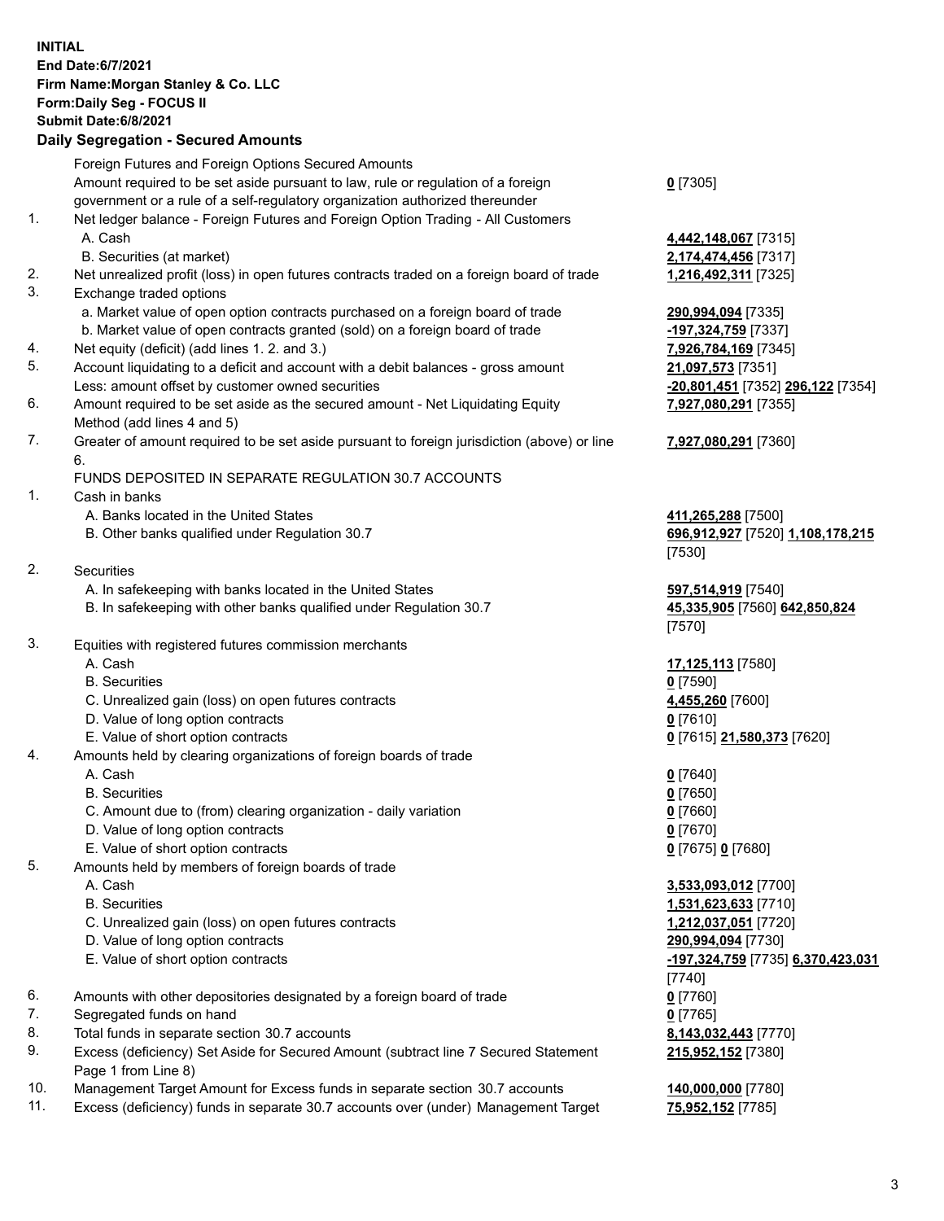**INITIAL**
**End Date:6/7/2021**
**Firm Name:Morgan Stanley & Co. LLC**
**Form:Daily Seg - FOCUS II**
**Submit Date:6/8/2021**

## Daily Segregation - Secured Amounts

| | | |
|---|---|---|
| | Foreign Futures and Foreign Options Secured Amounts | |
| | Amount required to be set aside pursuant to law, rule or regulation of a foreign government or a rule of a self-regulatory organization authorized thereunder | **0** [7305] |
| 1. | Net ledger balance - Foreign Futures and Foreign Option Trading - All Customers | |
| | A. Cash | **4,442,148,067** [7315] |
| | B. Securities (at market) | **2,174,474,456** [7317] |
| 2. | Net unrealized profit (loss) in open futures contracts traded on a foreign board of trade | **1,216,492,311** [7325] |
| 3. | Exchange traded options | |
| | a. Market value of open option contracts purchased on a foreign board of trade | **290,994,094** [7335] |
| | b. Market value of open contracts granted (sold) on a foreign board of trade | **-197,324,759** [7337] |
| 4. | Net equity (deficit) (add lines 1. 2. and 3.) | **7,926,784,169** [7345] |
| 5. | Account liquidating to a deficit and account with a debit balances - gross amount | **21,097,573** [7351] |
| | Less: amount offset by customer owned securities | **-20,801,451** [7352] **296,122** [7354] |
| 6. | Amount required to be set aside as the secured amount - Net Liquidating Equity Method (add lines 4 and 5) | **7,927,080,291** [7355] |
| 7. | Greater of amount required to be set aside pursuant to foreign jurisdiction (above) or line 6. | **7,927,080,291** [7360] |
| | FUNDS DEPOSITED IN SEPARATE REGULATION 30.7 ACCOUNTS | |
| 1. | Cash in banks | |
| | A. Banks located in the United States | **411,265,288** [7500] |
| | B. Other banks qualified under Regulation 30.7 | **696,912,927** [7520] **1,108,178,215** [7530] |
| 2. | Securities | |
| | A. In safekeeping with banks located in the United States | **597,514,919** [7540] |
| | B. In safekeeping with other banks qualified under Regulation 30.7 | **45,335,905** [7560] **642,850,824** [7570] |
| 3. | Equities with registered futures commission merchants | |
| | A. Cash | **17,125,113** [7580] |
| | B. Securities | **0** [7590] |
| | C. Unrealized gain (loss) on open futures contracts | **4,455,260** [7600] |
| | D. Value of long option contracts | **0** [7610] |
| | E. Value of short option contracts | **0** [7615] **21,580,373** [7620] |
| 4. | Amounts held by clearing organizations of foreign boards of trade | |
| | A. Cash | **0** [7640] |
| | B. Securities | **0** [7650] |
| | C. Amount due to (from) clearing organization - daily variation | **0** [7660] |
| | D. Value of long option contracts | **0** [7670] |
| | E. Value of short option contracts | **0** [7675] **0** [7680] |
| 5. | Amounts held by members of foreign boards of trade | |
| | A. Cash | **3,533,093,012** [7700] |
| | B. Securities | **1,531,623,633** [7710] |
| | C. Unrealized gain (loss) on open futures contracts | **1,212,037,051** [7720] |
| | D. Value of long option contracts | **290,994,094** [7730] |
| | E. Value of short option contracts | **-197,324,759** [7735] **6,370,423,031** [7740] |
| 6. | Amounts with other depositories designated by a foreign board of trade | **0** [7760] |
| 7. | Segregated funds on hand | **0** [7765] |
| 8. | Total funds in separate section 30.7 accounts | **8,143,032,443** [7770] |
| 9. | Excess (deficiency) Set Aside for Secured Amount (subtract line 7 Secured Statement Page 1 from Line 8) | **215,952,152** [7380] |
| 10. | Management Target Amount for Excess funds in separate section 30.7 accounts | **140,000,000** [7780] |
| 11. | Excess (deficiency) funds in separate 30.7 accounts over (under) Management Target | **75,952,152** [7785] |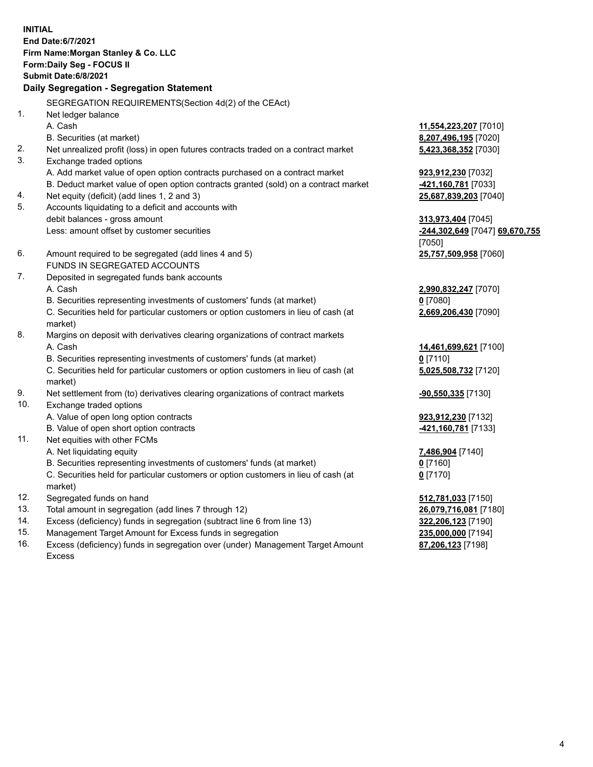**INITIAL**
**End Date:6/7/2021**
**Firm Name:Morgan Stanley & Co. LLC**
**Form:Daily Seg - FOCUS II**
**Submit Date:6/8/2021**

**Daily Segregation - Segregation Statement**

SEGREGATION REQUIREMENTS(Section 4d(2) of the CEAct)

| | | |
|---|---|---|
| 1. | Net ledger balance | |
| | A. Cash | **11,554,223,207** [7010] |
| | B. Securities (at market) | **8,207,496,195** [7020] |
| 2. | Net unrealized profit (loss) in open futures contracts traded on a contract market | **5,423,368,352** [7030] |
| 3. | Exchange traded options | |
| | A. Add market value of open option contracts purchased on a contract market | **923,912,230** [7032] |
| | B. Deduct market value of open option contracts granted (sold) on a contract market | **-421,160,781** [7033] |
| 4. | Net equity (deficit) (add lines 1, 2 and 3) | **25,687,839,203** [7040] |
| 5. | Accounts liquidating to a deficit and accounts with debit balances - gross amount | **313,973,404** [7045] |
| | Less: amount offset by customer securities | **-244,302,649** [7047] **69,670,755** [7050] |
| 6. | Amount required to be segregated (add lines 4 and 5) | **25,757,509,958** [7060] |
| | FUNDS IN SEGREGATED ACCOUNTS | |
| 7. | Deposited in segregated funds bank accounts | |
| | A. Cash | **2,990,832,247** [7070] |
| | B. Securities representing investments of customers' funds (at market) | **0** [7080] |
| | C. Securities held for particular customers or option customers in lieu of cash (at market) | **2,669,206,430** [7090] |
| 8. | Margins on deposit with derivatives clearing organizations of contract markets | |
| | A. Cash | **14,461,699,621** [7100] |
| | B. Securities representing investments of customers' funds (at market) | **0** [7110] |
| | C. Securities held for particular customers or option customers in lieu of cash (at market) | **5,025,508,732** [7120] |
| 9. | Net settlement from (to) derivatives clearing organizations of contract markets | **-90,550,335** [7130] |
| 10. | Exchange traded options | |
| | A. Value of open long option contracts | **923,912,230** [7132] |
| | B. Value of open short option contracts | **-421,160,781** [7133] |
| 11. | Net equities with other FCMs | |
| | A. Net liquidating equity | **7,486,904** [7140] |
| | B. Securities representing investments of customers' funds (at market) | **0** [7160] |
| | C. Securities held for particular customers or option customers in lieu of cash (at market) | **0** [7170] |
| 12. | Segregated funds on hand | **512,781,033** [7150] |
| 13. | Total amount in segregation (add lines 7 through 12) | **26,079,716,081** [7180] |
| 14. | Excess (deficiency) funds in segregation (subtract line 6 from line 13) | **322,206,123** [7190] |
| 15. | Management Target Amount for Excess funds in segregation | **235,000,000** [7194] |
| 16. | Excess (deficiency) funds in segregation over (under) Management Target Amount Excess | **87,206,123** [7198] |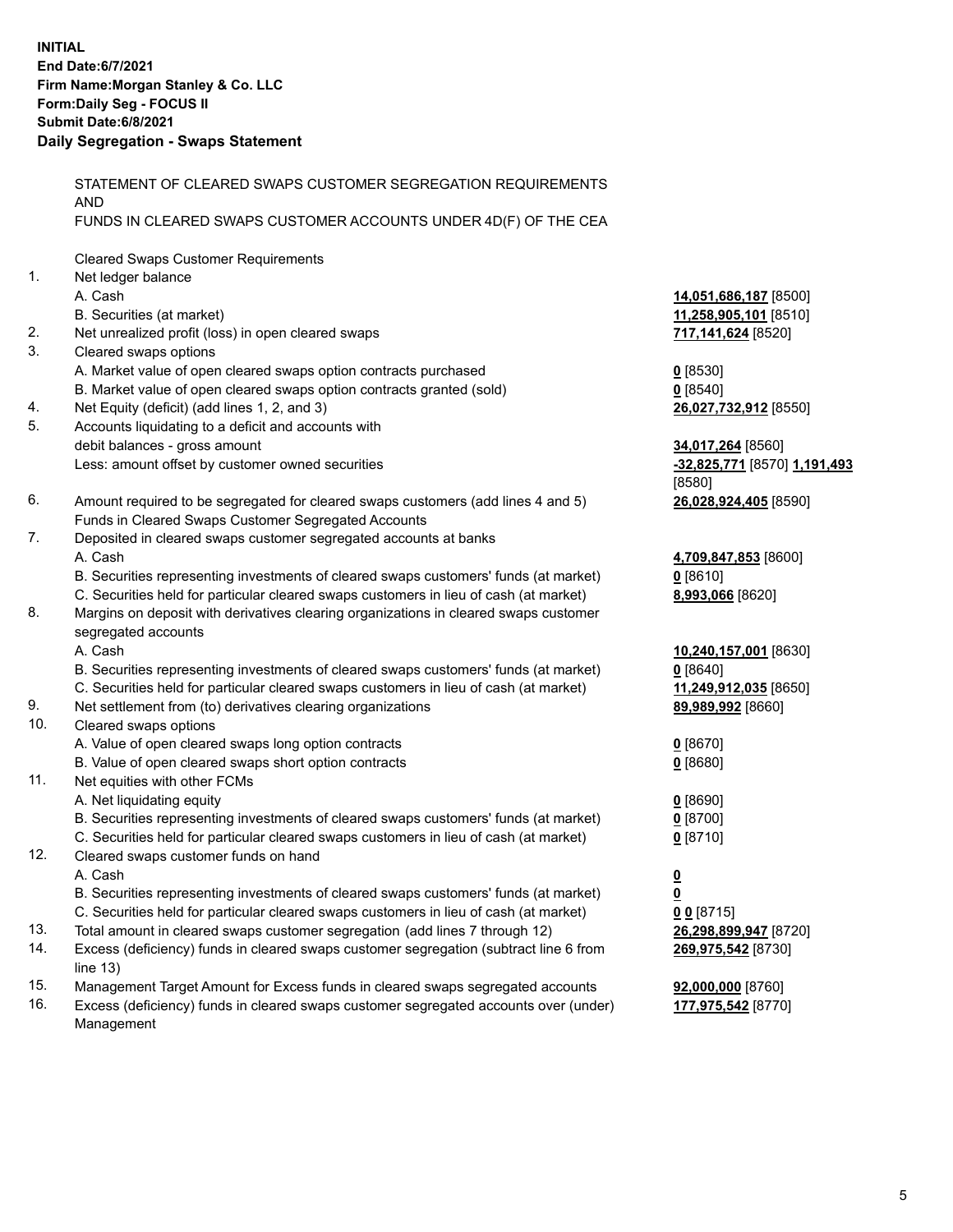**INITIAL**
**End Date:6/7/2021**
**Firm Name:Morgan Stanley & Co. LLC**
**Form:Daily Seg - FOCUS II**
**Submit Date:6/8/2021**
**Daily Segregation - Swaps Statement**

STATEMENT OF CLEARED SWAPS CUSTOMER SEGREGATION REQUIREMENTS AND
FUNDS IN CLEARED SWAPS CUSTOMER ACCOUNTS UNDER 4D(F) OF THE CEA

| | | |
|---|---|---|
| | Cleared Swaps Customer Requirements | |
| 1. | Net ledger balance | |
| | A. Cash | **14,051,686,187** [8500] |
| | B. Securities (at market) | **11,258,905,101** [8510] |
| 2. | Net unrealized profit (loss) in open cleared swaps | **717,141,624** [8520] |
| 3. | Cleared swaps options | |
| | A. Market value of open cleared swaps option contracts purchased | **0** [8530] |
| | B. Market value of open cleared swaps option contracts granted (sold) | **0** [8540] |
| 4. | Net Equity (deficit) (add lines 1, 2, and 3) | **26,027,732,912** [8550] |
| 5. | Accounts liquidating to a deficit and accounts with debit balances - gross amount | **34,017,264** [8560] |
| | Less: amount offset by customer owned securities | **-32,825,771** [8570] **1,191,493** [8580] |
| 6. | Amount required to be segregated for cleared swaps customers (add lines 4 and 5) | **26,028,924,405** [8590] |
| | Funds in Cleared Swaps Customer Segregated Accounts | |
| 7. | Deposited in cleared swaps customer segregated accounts at banks | |
| | A. Cash | **4,709,847,853** [8600] |
| | B. Securities representing investments of cleared swaps customers' funds (at market) | **0** [8610] |
| | C. Securities held for particular cleared swaps customers in lieu of cash (at market) | **8,993,066** [8620] |
| 8. | Margins on deposit with derivatives clearing organizations in cleared swaps customer segregated accounts | |
| | A. Cash | **10,240,157,001** [8630] |
| | B. Securities representing investments of cleared swaps customers' funds (at market) | **0** [8640] |
| | C. Securities held for particular cleared swaps customers in lieu of cash (at market) | **11,249,912,035** [8650] |
| 9. | Net settlement from (to) derivatives clearing organizations | **89,989,992** [8660] |
| 10. | Cleared swaps options | |
| | A. Value of open cleared swaps long option contracts | **0** [8670] |
| | B. Value of open cleared swaps short option contracts | **0** [8680] |
| 11. | Net equities with other FCMs | |
| | A. Net liquidating equity | **0** [8690] |
| | B. Securities representing investments of cleared swaps customers' funds (at market) | **0** [8700] |
| | C. Securities held for particular cleared swaps customers in lieu of cash (at market) | **0** [8710] |
| 12. | Cleared swaps customer funds on hand | |
| | A. Cash | **0** |
| | B. Securities representing investments of cleared swaps customers' funds (at market) | **0** |
| | C. Securities held for particular cleared swaps customers in lieu of cash (at market) | **0** **0** [8715] |
| 13. | Total amount in cleared swaps customer segregation (add lines 7 through 12) | **26,298,899,947** [8720] |
| 14. | Excess (deficiency) funds in cleared swaps customer segregation (subtract line 6 from line 13) | **269,975,542** [8730] |
| 15. | Management Target Amount for Excess funds in cleared swaps segregated accounts | **92,000,000** [8760] |
| 16. | Excess (deficiency) funds in cleared swaps customer segregated accounts over (under) Management | **177,975,542** [8770] |